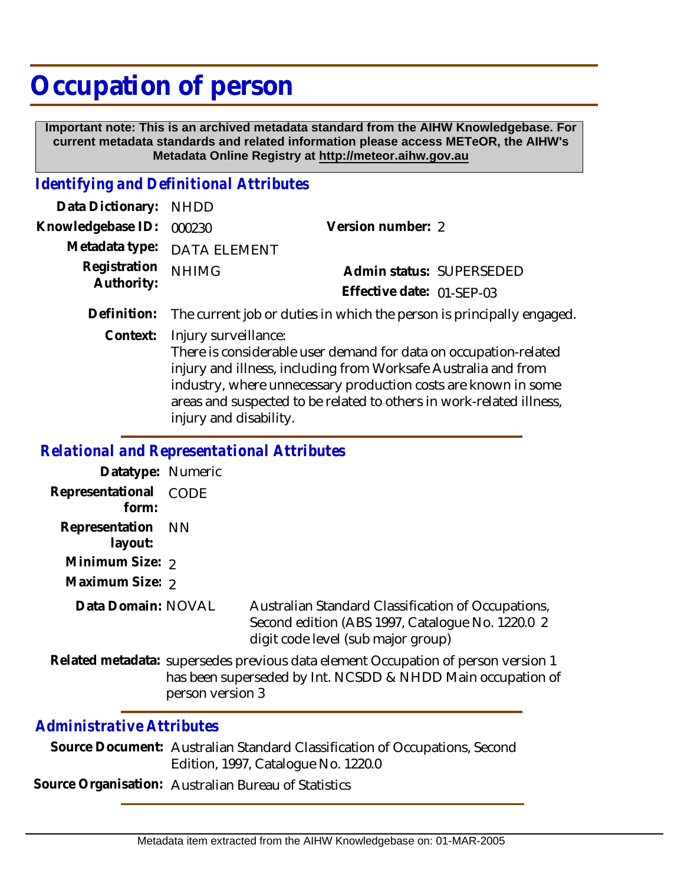# Occupation of person

**Important note: This is an archived metadata standard from the AIHW Knowledgebase. For current metadata standards and related information please access METeOR, the AIHW's Metadata Online Registry at http://meteor.aihw.gov.au**

## *Identifying and Definitional Attributes*

| | | | |
|---|---|---|---|
| **Data Dictionary:** | NHDD | | |
| **Knowledgebase ID:** | 000230 | **Version number:** | 2 |
| **Metadata type:** | DATA ELEMENT | | |
| **Registration Authority:** | NHIMG | **Admin status:** | SUPERSEDED |
| | | **Effective date:** | 01-SEP-03 |

**Definition:** The current job or duties in which the person is principally engaged.

**Context:** Injury surveillance:
There is considerable user demand for data on occupation-related injury and illness, including from Worksafe Australia and from industry, where unnecessary production costs are known in some areas and suspected to be related to others in work-related illness, injury and disability.

## *Relational and Representational Attributes*

**Datatype:** Numeric

**Representational form:** CODE

**Representation layout:** NN

**Minimum Size:** 2

**Maximum Size:** 2

**Data Domain:** NOVAL Australian Standard Classification of Occupations, Second edition (ABS 1997, Catalogue No. 1220.0 2 digit code level (sub major group)

**Related metadata:** supersedes previous data element Occupation of person version 1
has been superseded by Int. NCSDD & NHDD Main occupation of person version 3

## *Administrative Attributes*

**Source Document:** Australian Standard Classification of Occupations, Second Edition, 1997, Catalogue No. 1220.0

**Source Organisation:** Australian Bureau of Statistics

Metadata item extracted from the AIHW Knowledgebase on: 01-MAR-2005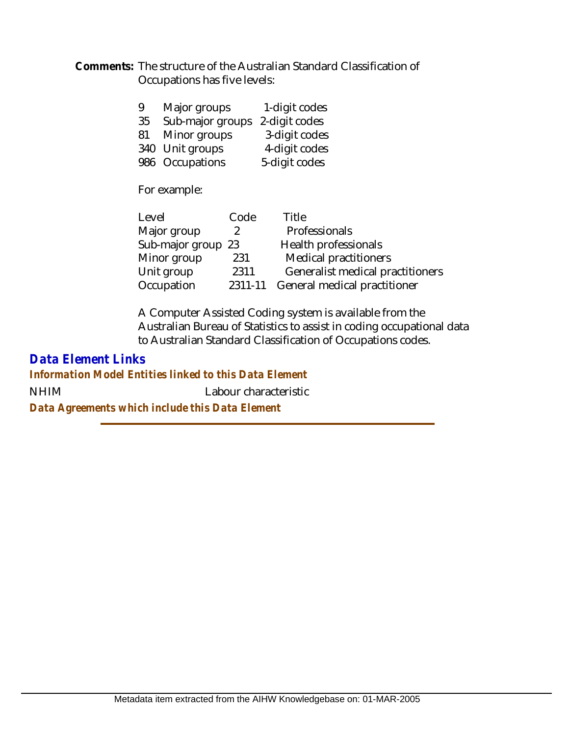**Comments:** The structure of the Australian Standard Classification of Occupations has five levels:

| | | |
|---|---|---|
| 9 | Major groups | 1-digit codes |
| 35 | Sub-major groups | 2-digit codes |
| 81 | Minor groups | 3-digit codes |
| 340 | Unit groups | 4-digit codes |
| 986 | Occupations | 5-digit codes |

For example:

| Level | Code | Title |
|---|---|---|
| Major group | 2 | Professionals |
| Sub-major group | 23 | Health professionals |
| Minor group | 231 | Medical practitioners |
| Unit group | 2311 | Generalist medical practitioners |
| Occupation | 2311-11 | General medical practitioner |

A Computer Assisted Coding system is available from the Australian Bureau of Statistics to assist in coding occupational data to Australian Standard Classification of Occupations codes.

## Data Element Links

### Information Model Entities linked to this Data Element

NHIM Labour characteristic

### Data Agreements which include this Data Element

Metadata item extracted from the AIHW Knowledgebase on: 01-MAR-2005